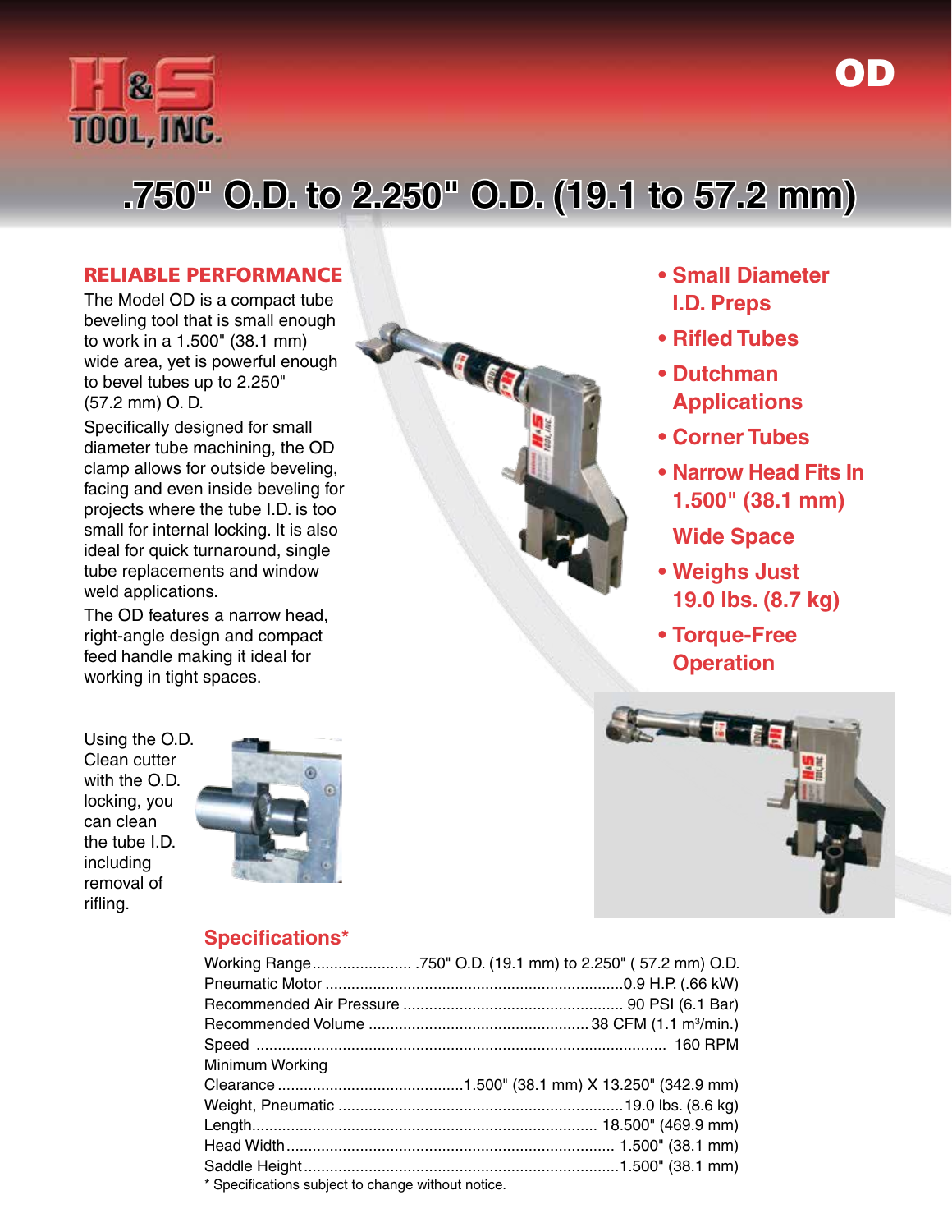H&S TOOL, INC.

# OD

## .750" O.D. to 2.250" O.D. (19.1 to 57.2 mm)

### RELIABLE PERFORMANCE

The Model OD is a compact tube beveling tool that is small enough to work in a 1.500" (38.1 mm) wide area, yet is powerful enough to bevel tubes up to 2.250" (57.2 mm) O. D.

Specifically designed for small diameter tube machining, the OD clamp allows for outside beveling, facing and even inside beveling for projects where the tube I.D. is too small for internal locking. It is also ideal for quick turnaround, single tube replacements and window weld applications.

The OD features a narrow head, right-angle design and compact feed handle making it ideal for working in tight spaces.

- **Small Diameter I.D. Preps**
- **Rifled Tubes**
- **Dutchman Applications**
- **Corner Tubes**
- **Narrow Head Fits In 1.500" (38.1 mm) Wide Space**
- **Weighs Just 19.0 lbs. (8.7 kg)**
- **Torque-Free Operation**

Using the O.D. Clean cutter with the O.D. locking, you can clean the tube I.D. including removal of rifling.

### Specifications*

| | |
|---|---|
| Working Range | .750" O.D. (19.1 mm) to 2.250" ( 57.2 mm) O.D. |
| Pneumatic Motor | 0.9 H.P. (.66 kW) |
| Recommended Air Pressure | 90 PSI (6.1 Bar) |
| Recommended Volume | 38 CFM (1.1 m³/min.) |
| Speed | 160 RPM |
| Minimum Working Clearance | 1.500" (38.1 mm) X 13.250" (342.9 mm) |
| Weight, Pneumatic | 19.0 lbs. (8.6 kg) |
| Length | 18.500" (469.9 mm) |
| Head Width | 1.500" (38.1 mm) |
| Saddle Height | 1.500" (38.1 mm) |

* Specifications subject to change without notice.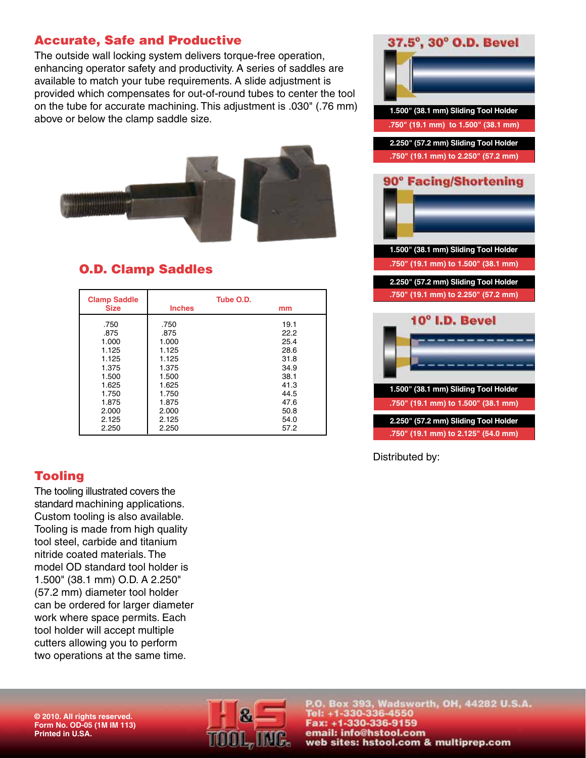## Accurate, Safe and Productive

The outside wall locking system delivers torque-free operation, enhancing operator safety and productivity. A series of saddles are available to match your tube requirements. A slide adjustment is provided which compensates for out-of-round tubes to center the tool on the tube for accurate machining. This adjustment is .030" (.76 mm) above or below the clamp saddle size.

## O.D. Clamp Saddles

| Clamp Saddle Size | Tube O.D. Inches | mm |
|---|---|---|
| .750 | .750 | 19.1 |
| .875 | .875 | 22.2 |
| 1.000 | 1.000 | 25.4 |
| 1.125 | 1.125 | 28.6 |
| 1.125 | 1.125 | 31.8 |
| 1.375 | 1.375 | 34.9 |
| 1.500 | 1.500 | 38.1 |
| 1.625 | 1.625 | 41.3 |
| 1.750 | 1.750 | 44.5 |
| 1.875 | 1.875 | 47.6 |
| 2.000 | 2.000 | 50.8 |
| 2.125 | 2.125 | 54.0 |
| 2.250 | 2.250 | 57.2 |

## Tooling

The tooling illustrated covers the standard machining applications. Custom tooling is also available. Tooling is made from high quality tool steel, carbide and titanium nitride coated materials. The model OD standard tool holder is 1.500" (38.1 mm) O.D. A 2.250" (57.2 mm) diameter tool holder can be ordered for larger diameter work where space permits. Each tool holder will accept multiple cutters allowing you to perform two operations at the same time.

## 37.5°, 30° O.D. Bevel

**1.500" (38.1 mm) Sliding Tool Holder**
.750" (19.1 mm) to 1.500" (38.1 mm)

**2.250" (57.2 mm) Sliding Tool Holder**
.750" (19.1 mm) to 2.250" (57.2 mm)

## 90° Facing/Shortening

**1.500" (38.1 mm) Sliding Tool Holder**
.750" (19.1 mm) to 1.500" (38.1 mm)

**2.250" (57.2 mm) Sliding Tool Holder**
.750" (19.1 mm) to 2.250" (57.2 mm)

## 10° I.D. Bevel

**1.500" (38.1 mm) Sliding Tool Holder**
.750" (19.1 mm) to 1.500" (38.1 mm)

**2.250" (57.2 mm) Sliding Tool Holder**
.750" (19.1 mm) to 2.125" (54.0 mm)

Distributed by:

© 2010. All rights reserved.
Form No. OD-05 (1M IM 113)
Printed in U.S.A.

H&S TOOL, INC.

P.O. Box 393, Wadsworth, OH, 44282 U.S.A.
Tel: +1-330-336-4550
Fax: +1-330-336-9159
email: info@hstool.com
web sites: hstool.com & multiprep.com